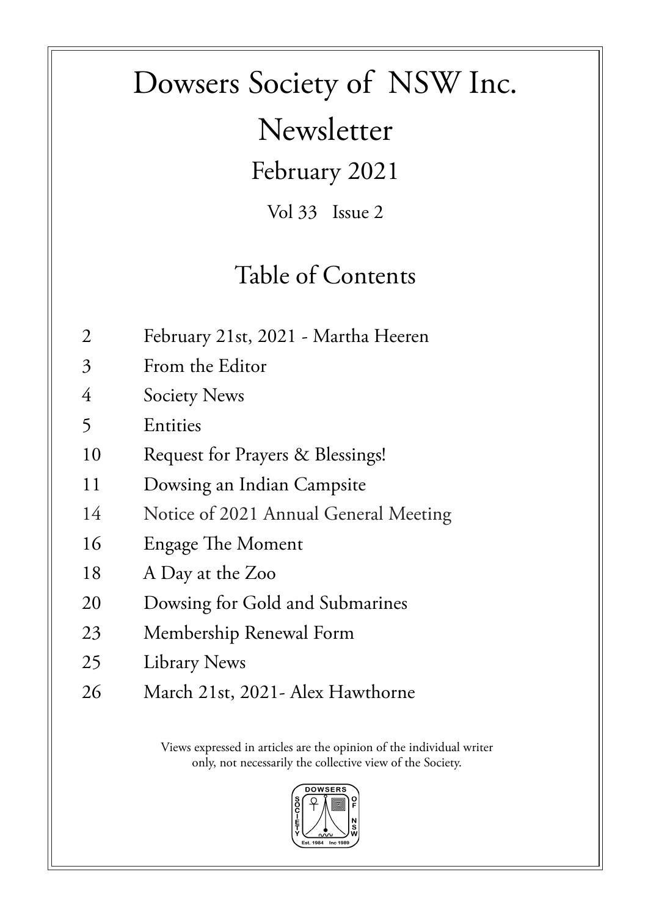# Dowsers Society of NSW Inc.

# Newsletter

## February 2021

Vol 33 Issue 2

## Table of Contents

| | |
|---|---|
| 2 | February 21st, 2021 - Martha Heeren |
| 3 | From the Editor |
| 4 | Society News |
| 5 | Entities |
| 10 | Request for Prayers & Blessings! |
| 11 | Dowsing an Indian Campsite |
| 14 | Notice of 2021 Annual General Meeting |
| 16 | Engage The Moment |
| 18 | A Day at the Zoo |
| 20 | Dowsing for Gold and Submarines |
| 23 | Membership Renewal Form |
| 25 | Library News |
| 26 | March 21st, 2021- Alex Hawthorne |

Views expressed in articles are the opinion of the individual writer only, not necessarily the collective view of the Society.

DOWSERS SOCIETY OF NSW
Est. 1984 Inc 1989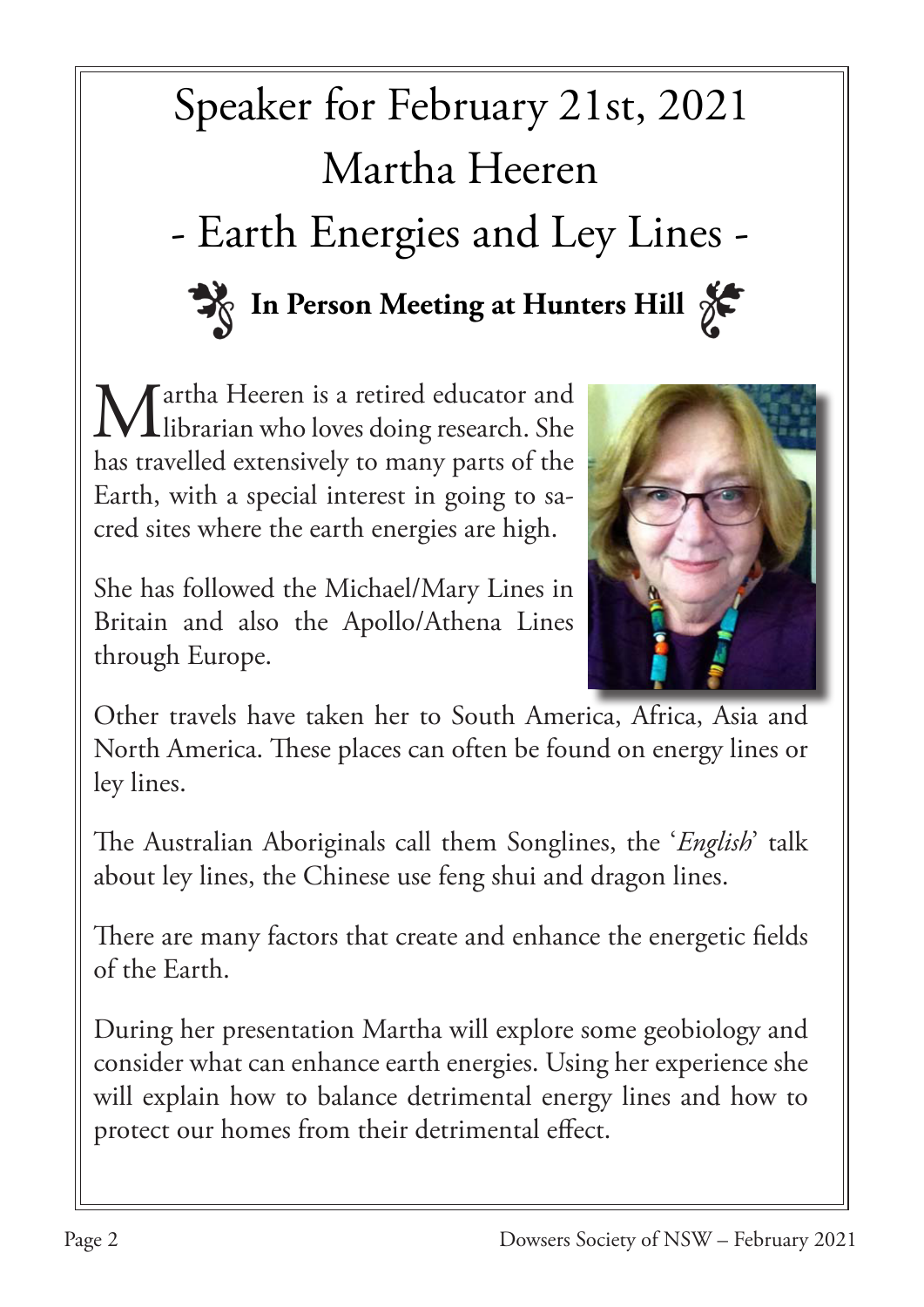# Speaker for February 21st, 2021
# Martha Heeren
# - Earth Energies and Ley Lines -

**In Person Meeting at Hunters Hill**

Martha Heeren is a retired educator and librarian who loves doing research. She has travelled extensively to many parts of the Earth, with a special interest in going to sacred sites where the earth energies are high.

She has followed the Michael/Mary Lines in Britain and also the Apollo/Athena Lines through Europe.

Other travels have taken her to South America, Africa, Asia and North America. These places can often be found on energy lines or ley lines.

The Australian Aboriginals call them Songlines, the '*English*' talk about ley lines, the Chinese use feng shui and dragon lines.

There are many factors that create and enhance the energetic fields of the Earth.

During her presentation Martha will explore some geobiology and consider what can enhance earth energies. Using her experience she will explain how to balance detrimental energy lines and how to protect our homes from their detrimental effect.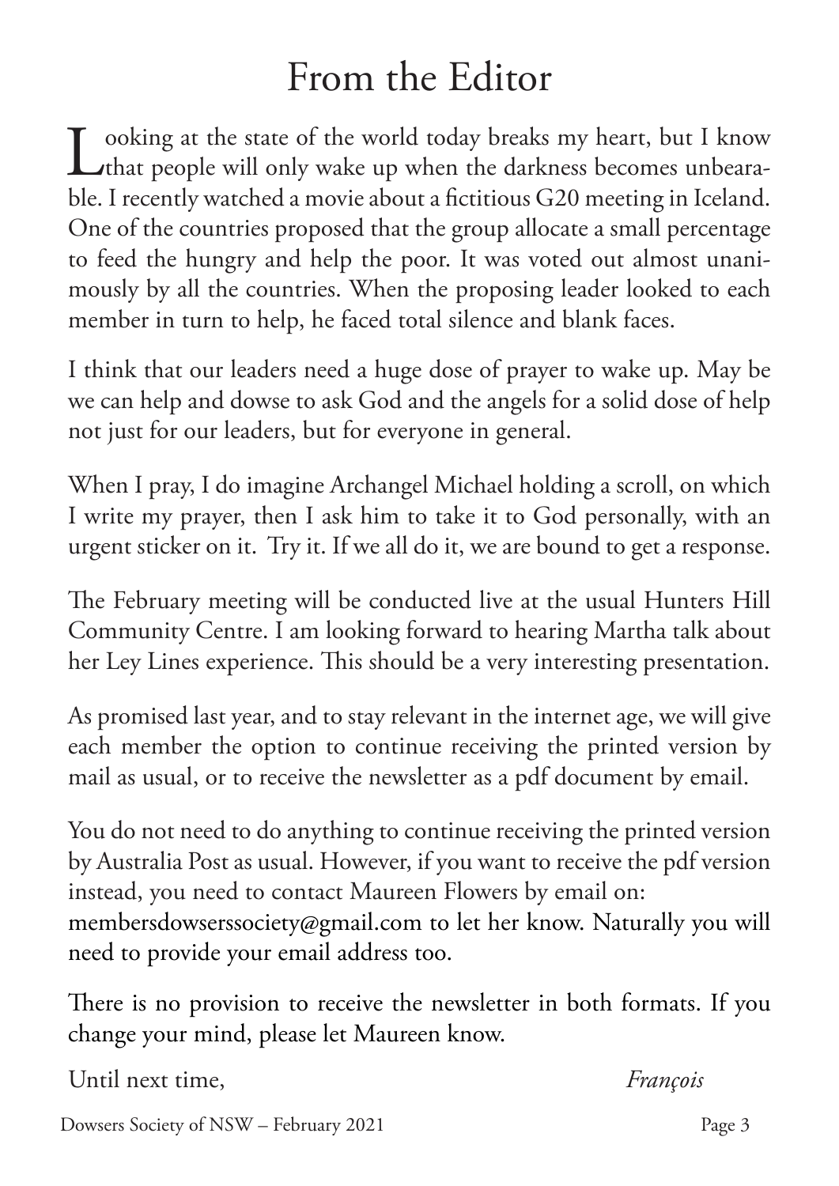# From the Editor

Looking at the state of the world today breaks my heart, but I know that people will only wake up when the darkness becomes unbearable. I recently watched a movie about a fictitious G20 meeting in Iceland. One of the countries proposed that the group allocate a small percentage to feed the hungry and help the poor. It was voted out almost unanimously by all the countries. When the proposing leader looked to each member in turn to help, he faced total silence and blank faces.

I think that our leaders need a huge dose of prayer to wake up. May be we can help and dowse to ask God and the angels for a solid dose of help not just for our leaders, but for everyone in general.

When I pray, I do imagine Archangel Michael holding a scroll, on which I write my prayer, then I ask him to take it to God personally, with an urgent sticker on it. Try it. If we all do it, we are bound to get a response.

The February meeting will be conducted live at the usual Hunters Hill Community Centre. I am looking forward to hearing Martha talk about her Ley Lines experience. This should be a very interesting presentation.

As promised last year, and to stay relevant in the internet age, we will give each member the option to continue receiving the printed version by mail as usual, or to receive the newsletter as a pdf document by email.

You do not need to do anything to continue receiving the printed version by Australia Post as usual. However, if you want to receive the pdf version instead, you need to contact Maureen Flowers by email on: membersdowserssociety@gmail.com to let her know. Naturally you will need to provide your email address too.

There is no provision to receive the newsletter in both formats. If you change your mind, please let Maureen know.

Until next time, *François*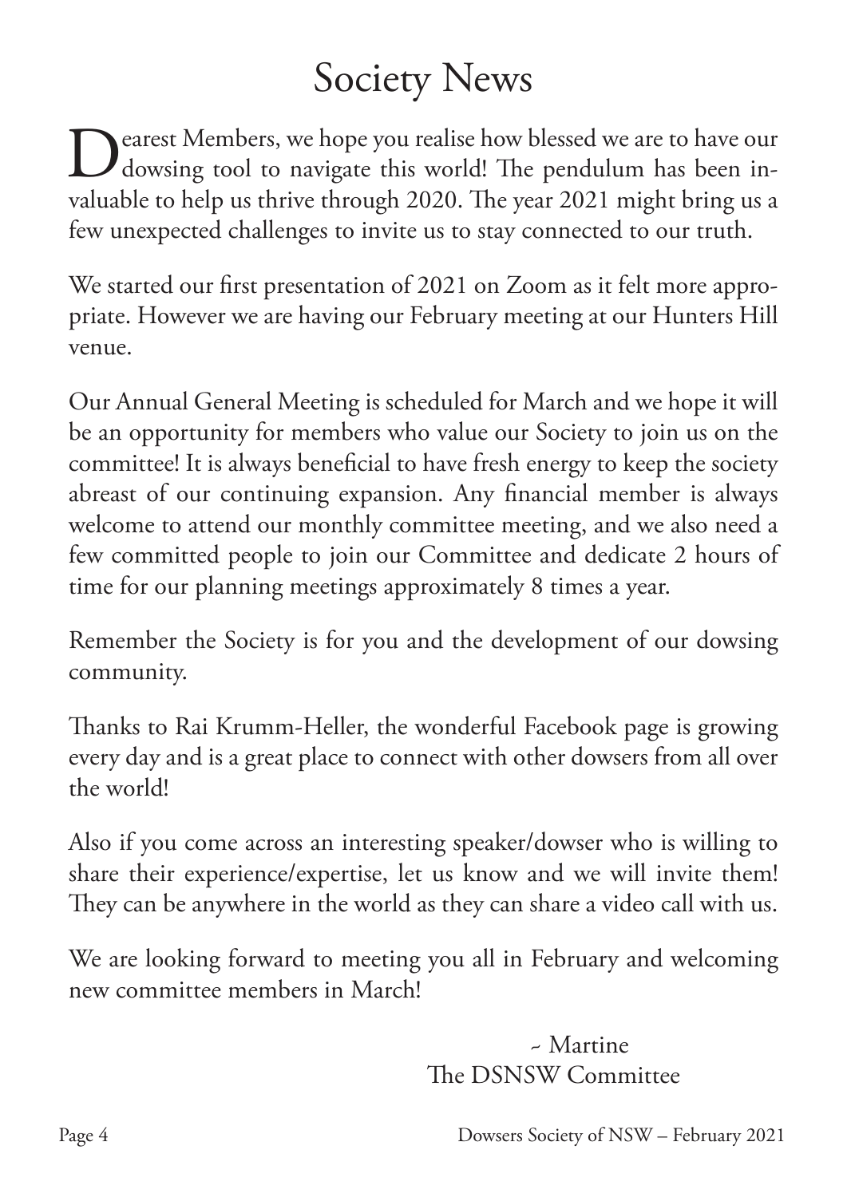# Society News

Dearest Members, we hope you realise how blessed we are to have our dowsing tool to navigate this world! The pendulum has been invaluable to help us thrive through 2020. The year 2021 might bring us a few unexpected challenges to invite us to stay connected to our truth.

We started our first presentation of 2021 on Zoom as it felt more appropriate. However we are having our February meeting at our Hunters Hill venue.

Our Annual General Meeting is scheduled for March and we hope it will be an opportunity for members who value our Society to join us on the committee! It is always beneficial to have fresh energy to keep the society abreast of our continuing expansion. Any financial member is always welcome to attend our monthly committee meeting, and we also need a few committed people to join our Committee and dedicate 2 hours of time for our planning meetings approximately 8 times a year.

Remember the Society is for you and the development of our dowsing community.

Thanks to Rai Krumm-Heller, the wonderful Facebook page is growing every day and is a great place to connect with other dowsers from all over the world!

Also if you come across an interesting speaker/dowser who is willing to share their experience/expertise, let us know and we will invite them! They can be anywhere in the world as they can share a video call with us.

We are looking forward to meeting you all in February and welcoming new committee members in March!

~ Martine
The DSNSW Committee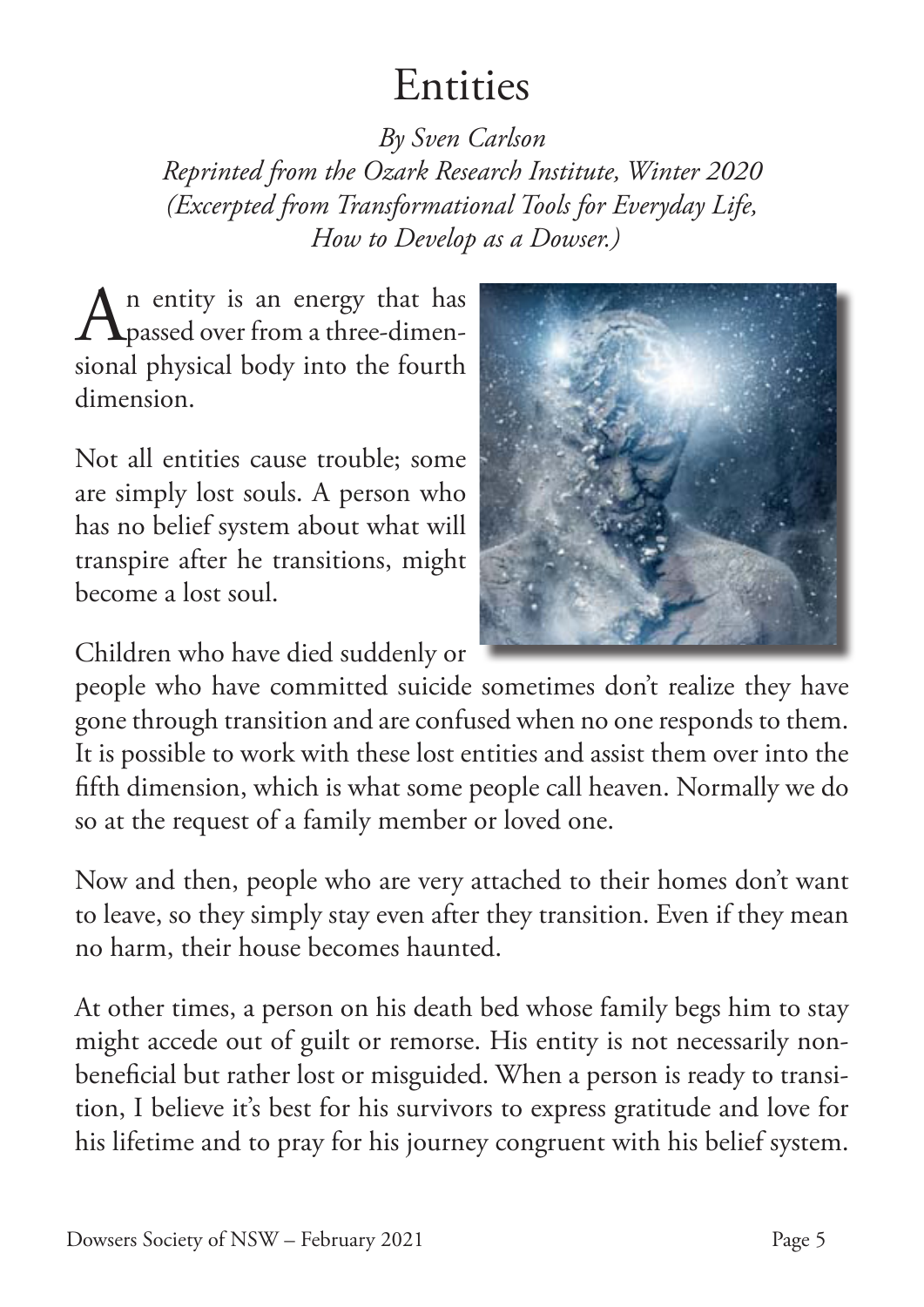# Entities

*By Sven Carlson*
*Reprinted from the Ozark Research Institute, Winter 2020*
*(Excerpted from Transformational Tools for Everyday Life, How to Develop as a Dowser.)*

An entity is an energy that has passed over from a three-dimensional physical body into the fourth dimension.

Not all entities cause trouble; some are simply lost souls. A person who has no belief system about what will transpire after he transitions, might become a lost soul.

Children who have died suddenly or people who have committed suicide sometimes don't realize they have gone through transition and are confused when no one responds to them. It is possible to work with these lost entities and assist them over into the fifth dimension, which is what some people call heaven. Normally we do so at the request of a family member or loved one.

Now and then, people who are very attached to their homes don't want to leave, so they simply stay even after they transition. Even if they mean no harm, their house becomes haunted.

At other times, a person on his death bed whose family begs him to stay might accede out of guilt or remorse. His entity is not necessarily non-beneficial but rather lost or misguided. When a person is ready to transition, I believe it's best for his survivors to express gratitude and love for his lifetime and to pray for his journey congruent with his belief system.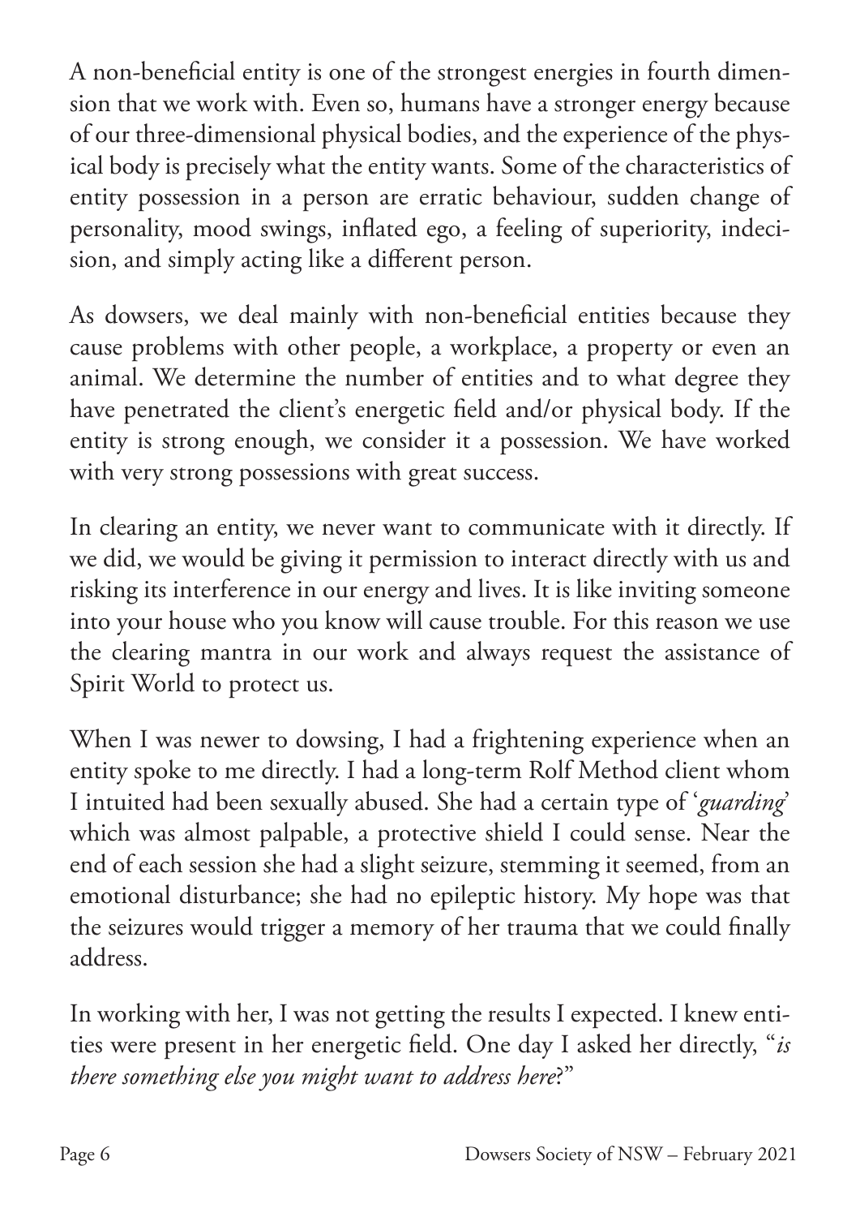A non-beneficial entity is one of the strongest energies in fourth dimension that we work with. Even so, humans have a stronger energy because of our three-dimensional physical bodies, and the experience of the physical body is precisely what the entity wants. Some of the characteristics of entity possession in a person are erratic behaviour, sudden change of personality, mood swings, inflated ego, a feeling of superiority, indecision, and simply acting like a different person.

As dowsers, we deal mainly with non-beneficial entities because they cause problems with other people, a workplace, a property or even an animal. We determine the number of entities and to what degree they have penetrated the client's energetic field and/or physical body. If the entity is strong enough, we consider it a possession. We have worked with very strong possessions with great success.

In clearing an entity, we never want to communicate with it directly. If we did, we would be giving it permission to interact directly with us and risking its interference in our energy and lives. It is like inviting someone into your house who you know will cause trouble. For this reason we use the clearing mantra in our work and always request the assistance of Spirit World to protect us.

When I was newer to dowsing, I had a frightening experience when an entity spoke to me directly. I had a long-term Rolf Method client whom I intuited had been sexually abused. She had a certain type of '*guarding*' which was almost palpable, a protective shield I could sense. Near the end of each session she had a slight seizure, stemming it seemed, from an emotional disturbance; she had no epileptic history. My hope was that the seizures would trigger a memory of her trauma that we could finally address.

In working with her, I was not getting the results I expected. I knew entities were present in her energetic field. One day I asked her directly, "*is there something else you might want to address here*?"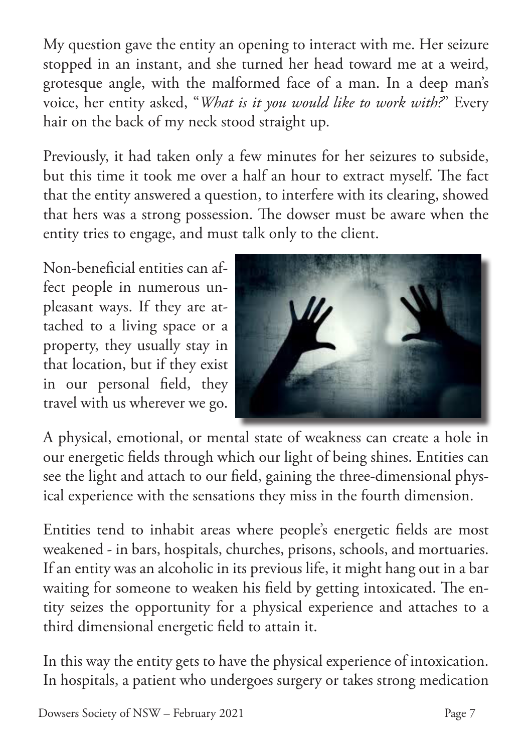My question gave the entity an opening to interact with me. Her seizure stopped in an instant, and she turned her head toward me at a weird, grotesque angle, with the malformed face of a man. In a deep man's voice, her entity asked, "*What is it you would like to work with?*" Every hair on the back of my neck stood straight up.

Previously, it had taken only a few minutes for her seizures to subside, but this time it took me over a half an hour to extract myself. The fact that the entity answered a question, to interfere with its clearing, showed that hers was a strong possession. The dowser must be aware when the entity tries to engage, and must talk only to the client.

Non-beneficial entities can affect people in numerous unpleasant ways. If they are attached to a living space or a property, they usually stay in that location, but if they exist in our personal field, they travel with us wherever we go.

A physical, emotional, or mental state of weakness can create a hole in our energetic fields through which our light of being shines. Entities can see the light and attach to our field, gaining the three-dimensional physical experience with the sensations they miss in the fourth dimension.

Entities tend to inhabit areas where people's energetic fields are most weakened - in bars, hospitals, churches, prisons, schools, and mortuaries. If an entity was an alcoholic in its previous life, it might hang out in a bar waiting for someone to weaken his field by getting intoxicated. The entity seizes the opportunity for a physical experience and attaches to a third dimensional energetic field to attain it.

In this way the entity gets to have the physical experience of intoxication. In hospitals, a patient who undergoes surgery or takes strong medication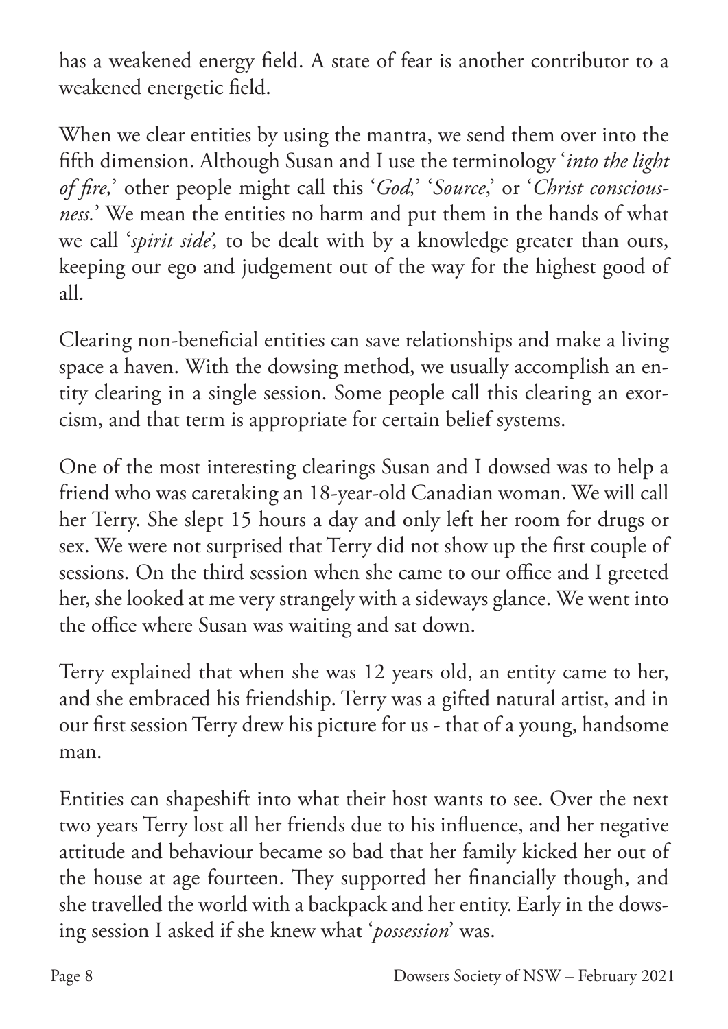has a weakened energy field. A state of fear is another contributor to a weakened energetic field.

When we clear entities by using the mantra, we send them over into the fifth dimension. Although Susan and I use the terminology '*into the light of fire,*' other people might call this '*God,*' '*Source*,' or '*Christ consciousness.*' We mean the entities no harm and put them in the hands of what we call '*spirit side*', to be dealt with by a knowledge greater than ours, keeping our ego and judgement out of the way for the highest good of all.

Clearing non-beneficial entities can save relationships and make a living space a haven. With the dowsing method, we usually accomplish an entity clearing in a single session. Some people call this clearing an exorcism, and that term is appropriate for certain belief systems.

One of the most interesting clearings Susan and I dowsed was to help a friend who was caretaking an 18-year-old Canadian woman. We will call her Terry. She slept 15 hours a day and only left her room for drugs or sex. We were not surprised that Terry did not show up the first couple of sessions. On the third session when she came to our office and I greeted her, she looked at me very strangely with a sideways glance. We went into the office where Susan was waiting and sat down.

Terry explained that when she was 12 years old, an entity came to her, and she embraced his friendship. Terry was a gifted natural artist, and in our first session Terry drew his picture for us - that of a young, handsome man.

Entities can shapeshift into what their host wants to see. Over the next two years Terry lost all her friends due to his influence, and her negative attitude and behaviour became so bad that her family kicked her out of the house at age fourteen. They supported her financially though, and she travelled the world with a backpack and her entity. Early in the dowsing session I asked if she knew what '*possession*' was.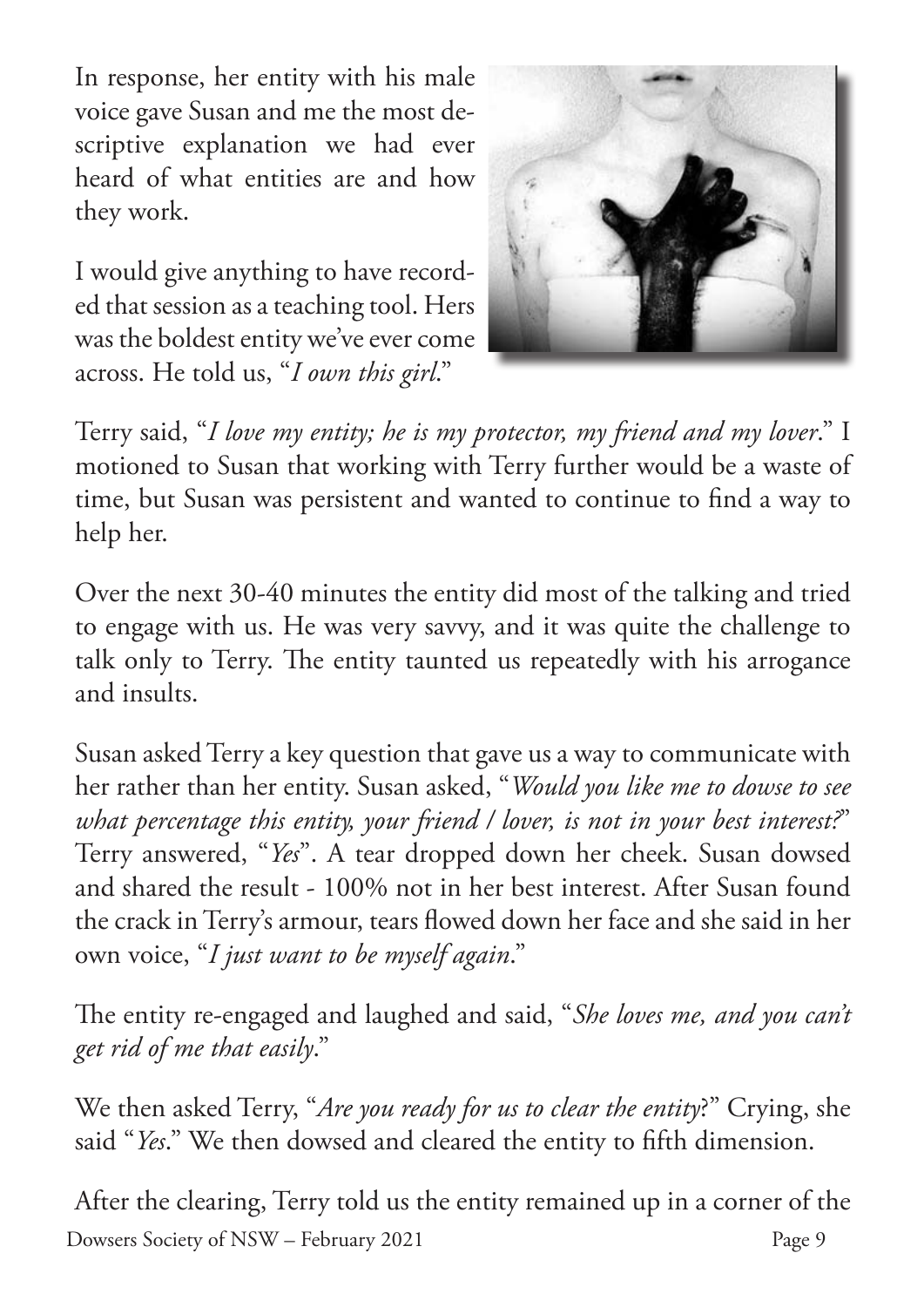In response, her entity with his male voice gave Susan and me the most descriptive explanation we had ever heard of what entities are and how they work.

I would give anything to have recorded that session as a teaching tool. Hers was the boldest entity we've ever come across. He told us, "*I own this girl*."

Terry said, "*I love my entity; he is my protector, my friend and my lover*." I motioned to Susan that working with Terry further would be a waste of time, but Susan was persistent and wanted to continue to find a way to help her.

Over the next 30-40 minutes the entity did most of the talking and tried to engage with us. He was very savvy, and it was quite the challenge to talk only to Terry. The entity taunted us repeatedly with his arrogance and insults.

Susan asked Terry a key question that gave us a way to communicate with her rather than her entity. Susan asked, "*Would you like me to dowse to see what percentage this entity, your friend / lover, is not in your best interest?*" Terry answered, "*Yes*". A tear dropped down her cheek. Susan dowsed and shared the result - 100% not in her best interest. After Susan found the crack in Terry's armour, tears flowed down her face and she said in her own voice, "*I just want to be myself again*."

The entity re-engaged and laughed and said, "*She loves me, and you can't get rid of me that easily*."

We then asked Terry, "*Are you ready for us to clear the entity*?" Crying, she said "*Yes*." We then dowsed and cleared the entity to fifth dimension.

After the clearing, Terry told us the entity remained up in a corner of the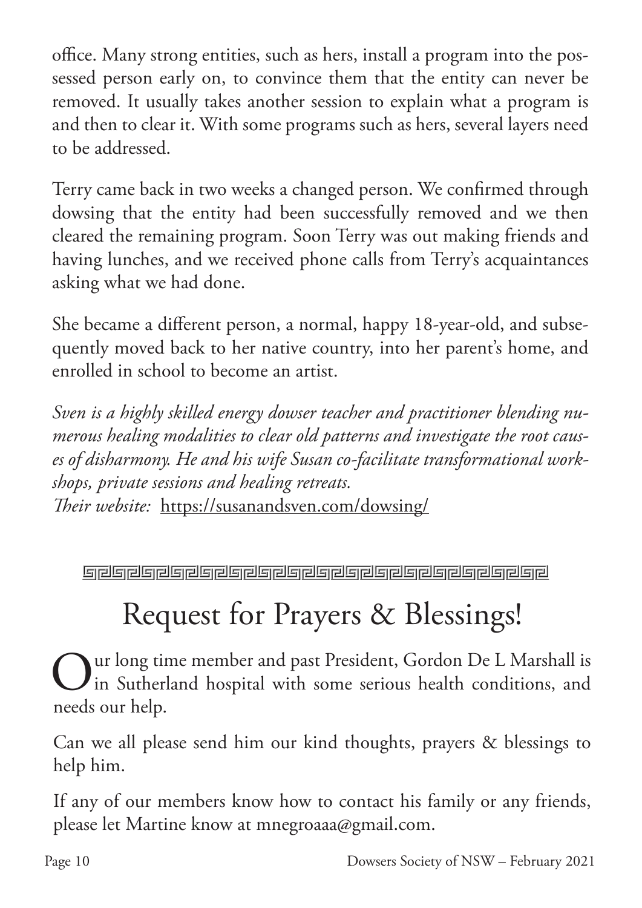office. Many strong entities, such as hers, install a program into the possessed person early on, to convince them that the entity can never be removed. It usually takes another session to explain what a program is and then to clear it. With some programs such as hers, several layers need to be addressed.

Terry came back in two weeks a changed person. We confirmed through dowsing that the entity had been successfully removed and we then cleared the remaining program. Soon Terry was out making friends and having lunches, and we received phone calls from Terry's acquaintances asking what we had done.

She became a different person, a normal, happy 18-year-old, and subsequently moved back to her native country, into her parent's home, and enrolled in school to become an artist.

*Sven is a highly skilled energy dowser teacher and practitioner blending numerous healing modalities to clear old patterns and investigate the root causes of disharmony. He and his wife Susan co-facilitate transformational workshops, private sessions and healing retreats.*
*Their website:* https://susanandsven.com/dowsing/

# Request for Prayers & Blessings!

Our long time member and past President, Gordon De L Marshall is in Sutherland hospital with some serious health conditions, and needs our help.

Can we all please send him our kind thoughts, prayers & blessings to help him.

If any of our members know how to contact his family or any friends, please let Martine know at mnegroaaa@gmail.com.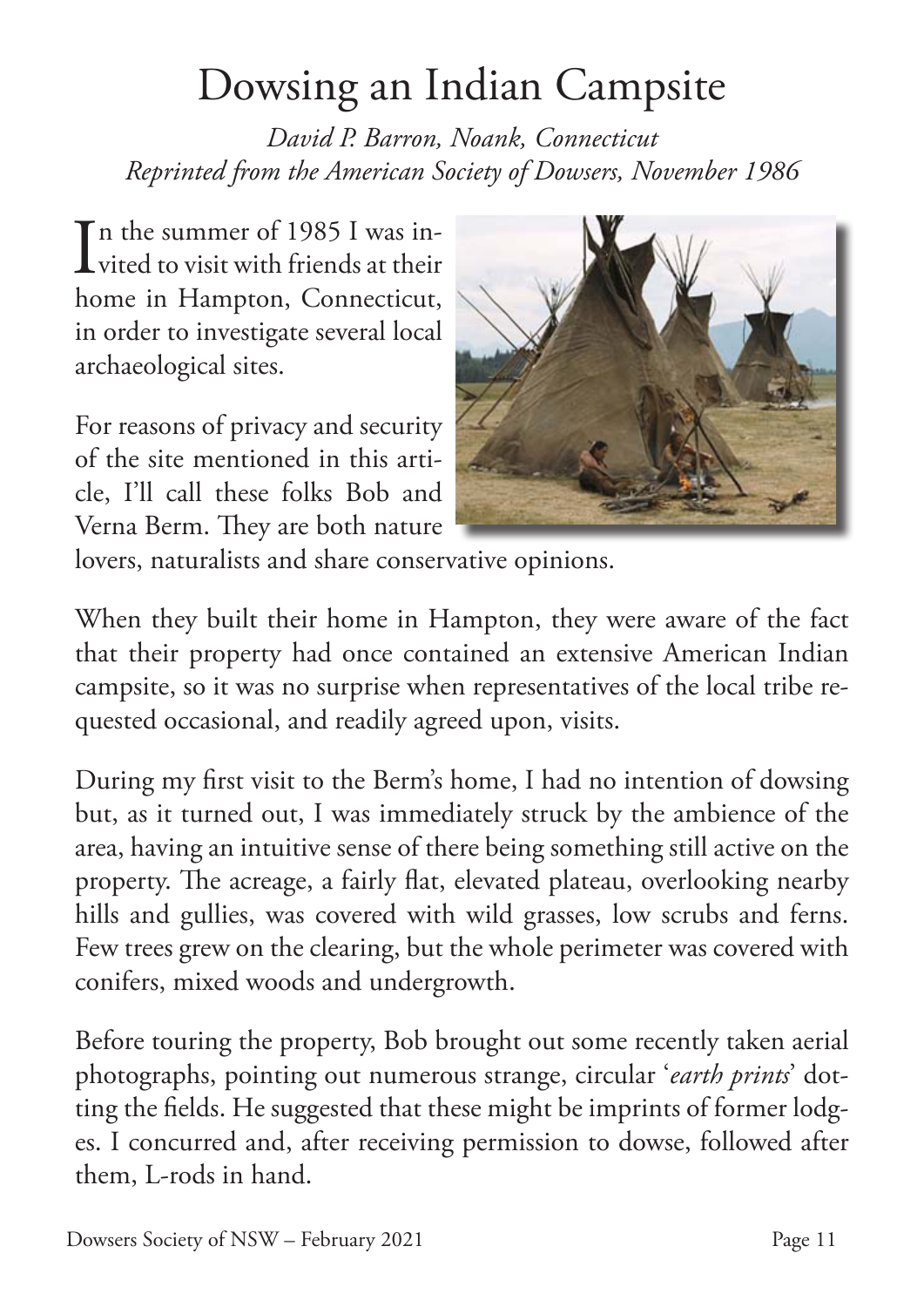# Dowsing an Indian Campsite

*David P. Barron, Noank, Connecticut*
*Reprinted from the American Society of Dowsers, November 1986*

In the summer of 1985 I was invited to visit with friends at their home in Hampton, Connecticut, in order to investigate several local archaeological sites.

For reasons of privacy and security of the site mentioned in this article, I'll call these folks Bob and Verna Berm. They are both nature lovers, naturalists and share conservative opinions.

When they built their home in Hampton, they were aware of the fact that their property had once contained an extensive American Indian campsite, so it was no surprise when representatives of the local tribe requested occasional, and readily agreed upon, visits.

During my first visit to the Berm's home, I had no intention of dowsing but, as it turned out, I was immediately struck by the ambience of the area, having an intuitive sense of there being something still active on the property. The acreage, a fairly flat, elevated plateau, overlooking nearby hills and gullies, was covered with wild grasses, low scrubs and ferns. Few trees grew on the clearing, but the whole perimeter was covered with conifers, mixed woods and undergrowth.

Before touring the property, Bob brought out some recently taken aerial photographs, pointing out numerous strange, circular '*earth prints*' dotting the fields. He suggested that these might be imprints of former lodges. I concurred and, after receiving permission to dowse, followed after them, L-rods in hand.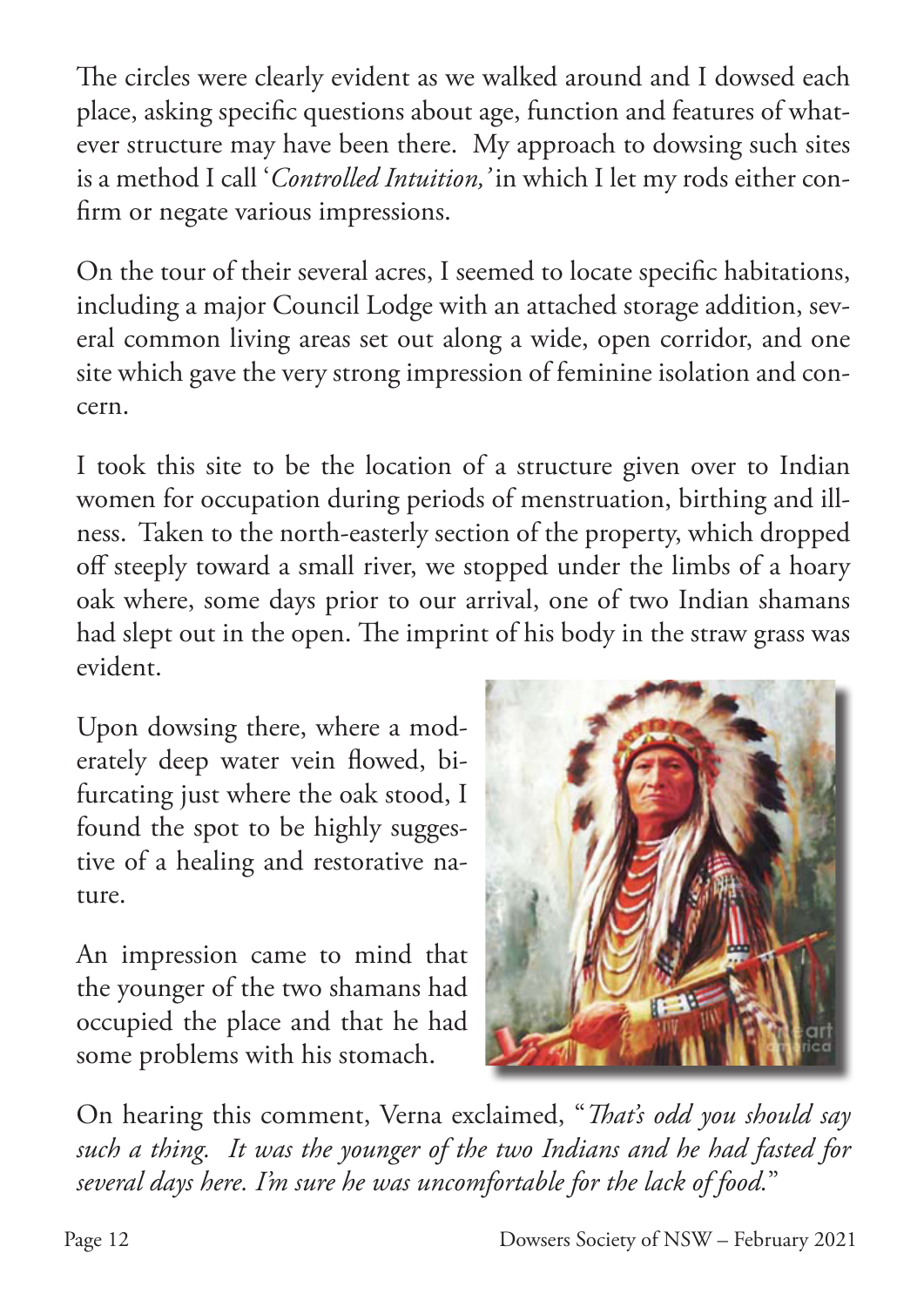The circles were clearly evident as we walked around and I dowsed each place, asking specific questions about age, function and features of whatever structure may have been there. My approach to dowsing such sites is a method I call '*Controlled Intuition,'* in which I let my rods either confirm or negate various impressions.

On the tour of their several acres, I seemed to locate specific habitations, including a major Council Lodge with an attached storage addition, several common living areas set out along a wide, open corridor, and one site which gave the very strong impression of feminine isolation and concern.

I took this site to be the location of a structure given over to Indian women for occupation during periods of menstruation, birthing and illness. Taken to the north-easterly section of the property, which dropped off steeply toward a small river, we stopped under the limbs of a hoary oak where, some days prior to our arrival, one of two Indian shamans had slept out in the open. The imprint of his body in the straw grass was evident.

Upon dowsing there, where a moderately deep water vein flowed, bifurcating just where the oak stood, I found the spot to be highly suggestive of a healing and restorative nature.

An impression came to mind that the younger of the two shamans had occupied the place and that he had some problems with his stomach.

On hearing this comment, Verna exclaimed, "*That's odd you should say such a thing. It was the younger of the two Indians and he had fasted for several days here. I'm sure he was uncomfortable for the lack of food.*"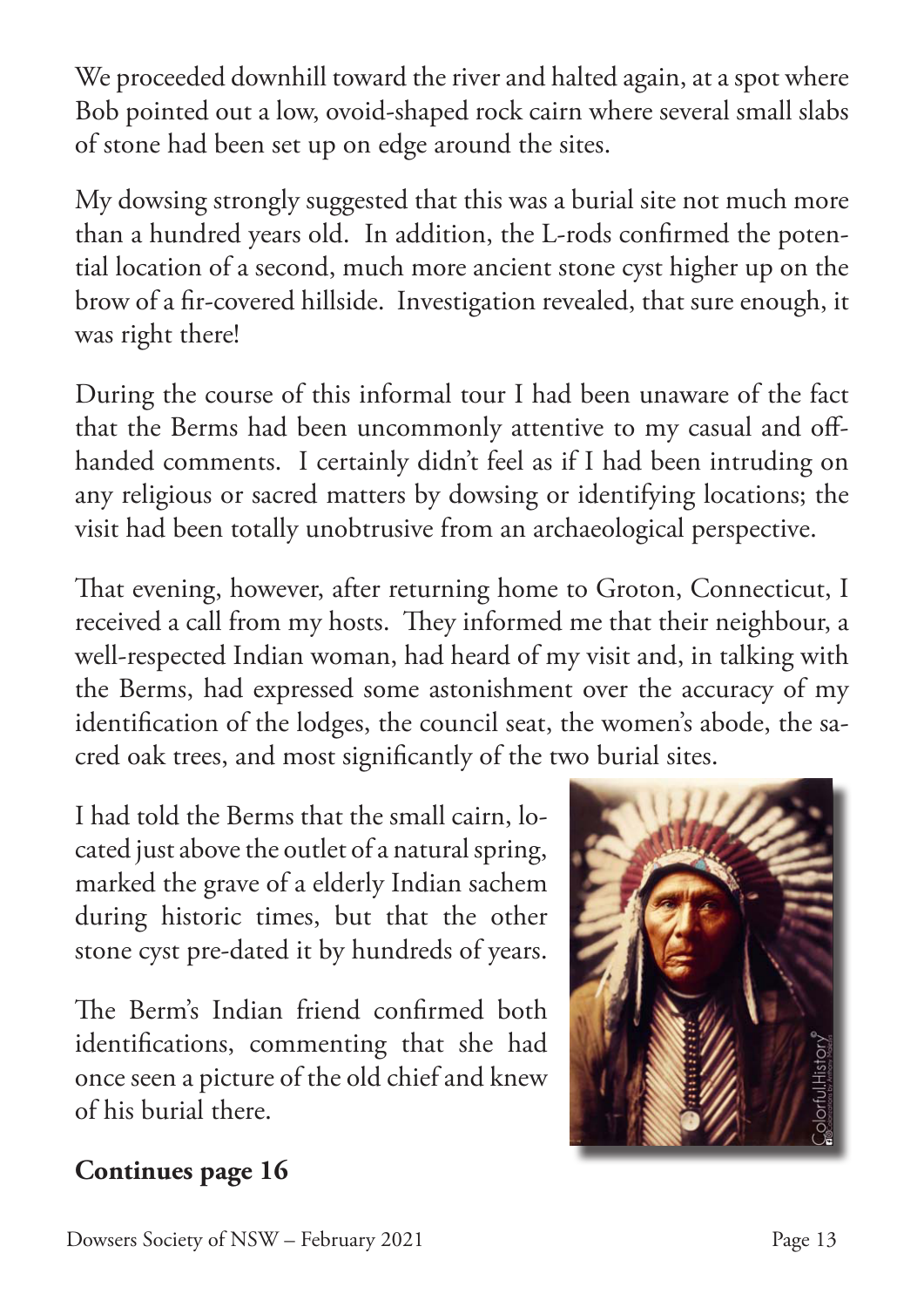We proceeded downhill toward the river and halted again, at a spot where Bob pointed out a low, ovoid-shaped rock cairn where several small slabs of stone had been set up on edge around the sites.

My dowsing strongly suggested that this was a burial site not much more than a hundred years old. In addition, the L-rods confirmed the potential location of a second, much more ancient stone cyst higher up on the brow of a fir-covered hillside. Investigation revealed, that sure enough, it was right there!

During the course of this informal tour I had been unaware of the fact that the Berms had been uncommonly attentive to my casual and off-handed comments. I certainly didn't feel as if I had been intruding on any religious or sacred matters by dowsing or identifying locations; the visit had been totally unobtrusive from an archaeological perspective.

That evening, however, after returning home to Groton, Connecticut, I received a call from my hosts. They informed me that their neighbour, a well-respected Indian woman, had heard of my visit and, in talking with the Berms, had expressed some astonishment over the accuracy of my identification of the lodges, the council seat, the women's abode, the sacred oak trees, and most significantly of the two burial sites.

I had told the Berms that the small cairn, located just above the outlet of a natural spring, marked the grave of a elderly Indian sachem during historic times, but that the other stone cyst pre-dated it by hundreds of years.

The Berm's Indian friend confirmed both identifications, commenting that she had once seen a picture of the old chief and knew of his burial there.

**Continues page 16**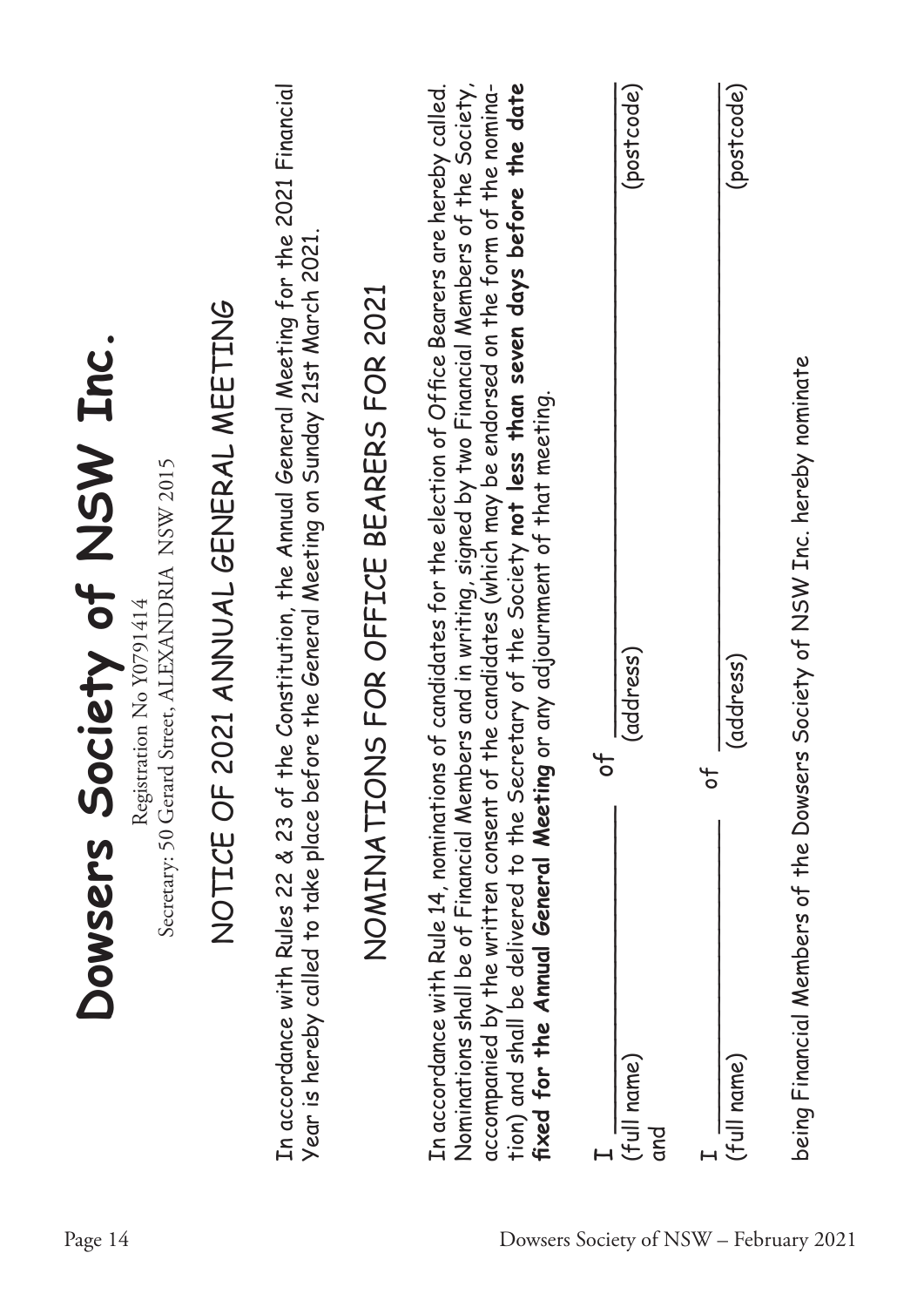# Dowsers Society of NSW Inc.

Registration No Y0791414

Secretary: 50 Gerard Street, ALEXANDRIA NSW 2015

## NOTICE OF 2021 ANNUAL GENERAL MEETING

In accordance with Rules 22 & 23 of the *Constitution*, the *Annual General Meeting* for the 2021 Financial Year is hereby called to take place before the *General Meeting* on Sunday 21st March 2021.

## NOMINATIONS FOR OFFICE BEARERS FOR 2021

In accordance with Rule 14, nominations of candidates for the election of Office Bearers are hereby called. Nominations shall be of Financial Members and in writing, signed by two Financial Members of the Society, accompanied by the written consent of the candidates (which may be endorsed on the form of the nomination) and shall be delivered to the Secretary of the Society **not less than seven days before the date fixed for the Annual General Meeting** or any adjournment of that meeting.

I \_\_\_\_\_\_\_\_\_\_\_\_\_\_\_\_\_\_\_\_ of \_\_\_\_\_\_\_\_\_\_\_\_\_\_\_\_\_\_\_\_\_\_\_\_\_\_\_\_\_\_\_\_\_\_\_\_\_\_\_\_\_\_
(full name) (address) (postcode)
and

I \_\_\_\_\_\_\_\_\_\_\_\_\_\_\_\_\_\_\_\_ of \_\_\_\_\_\_\_\_\_\_\_\_\_\_\_\_\_\_\_\_\_\_\_\_\_\_\_\_\_\_\_\_\_\_\_\_\_\_\_\_\_\_
(full name) (address) (postcode)

being Financial Members of the Dowsers Society of NSW Inc. hereby nominate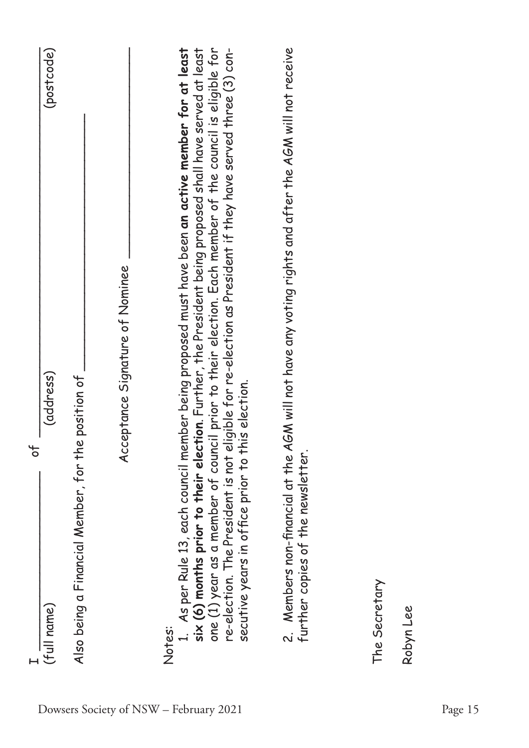I _______________________ of _________________________________________

(full name) (address) (postcode)

Also being a Financial Member, for the position of ___________________________

Acceptance Signature of Nominee ___________________________

Notes:

1. As per Rule 13, each council member being proposed must have been **an active member for at least six (6) months prior to their election**. Further, the President being proposed shall have served at least one (1) year as a member of council prior to their election. Each member of the council is eligible for re-election. The President is not eligible for re-election as President if they have served three (3) consecutive years in office prior to this election.

2. Members non-financial at the AGM will not have any voting rights and after the AGM will not receive further copies of the newsletter.

The Secretary

Robyn Lee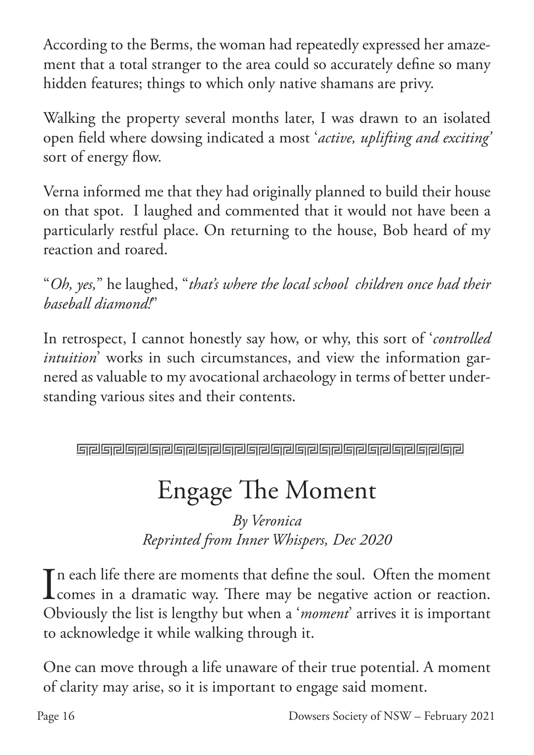According to the Berms, the woman had repeatedly expressed her amazement that a total stranger to the area could so accurately define so many hidden features; things to which only native shamans are privy.

Walking the property several months later, I was drawn to an isolated open field where dowsing indicated a most '*active, uplifting and exciting*' sort of energy flow.

Verna informed me that they had originally planned to build their house on that spot. I laughed and commented that it would not have been a particularly restful place. On returning to the house, Bob heard of my reaction and roared.

"*Oh, yes,*" he laughed, "*that's where the local school children once had their baseball diamond!*"

In retrospect, I cannot honestly say how, or why, this sort of '*controlled intuition*' works in such circumstances, and view the information garnered as valuable to my avocational archaeology in terms of better understanding various sites and their contents.

---

# Engage The Moment

*By Veronica*
*Reprinted from Inner Whispers, Dec 2020*

In each life there are moments that define the soul. Often the moment comes in a dramatic way. There may be negative action or reaction. Obviously the list is lengthy but when a '*moment*' arrives it is important to acknowledge it while walking through it.

One can move through a life unaware of their true potential. A moment of clarity may arise, so it is important to engage said moment.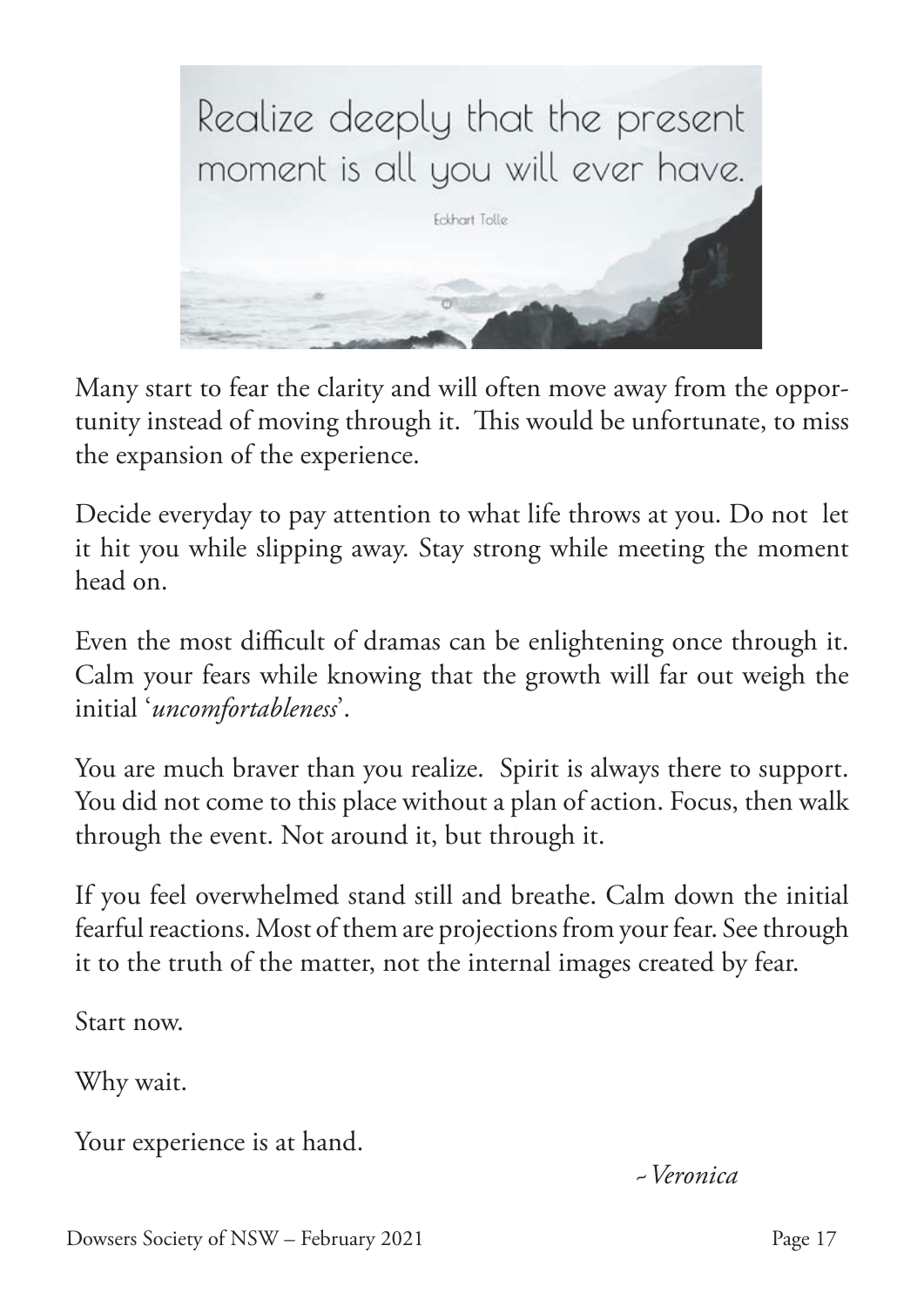Realize deeply that the present moment is all you will ever have.

Eckhart Tolle

Many start to fear the clarity and will often move away from the opportunity instead of moving through it. This would be unfortunate, to miss the expansion of the experience.

Decide everyday to pay attention to what life throws at you. Do not let it hit you while slipping away. Stay strong while meeting the moment head on.

Even the most difficult of dramas can be enlightening once through it. Calm your fears while knowing that the growth will far out weigh the initial '*uncomfortableness*'.

You are much braver than you realize. Spirit is always there to support. You did not come to this place without a plan of action. Focus, then walk through the event. Not around it, but through it.

If you feel overwhelmed stand still and breathe. Calm down the initial fearful reactions. Most of them are projections from your fear. See through it to the truth of the matter, not the internal images created by fear.

Start now.

Why wait.

Your experience is at hand.

*~ Veronica*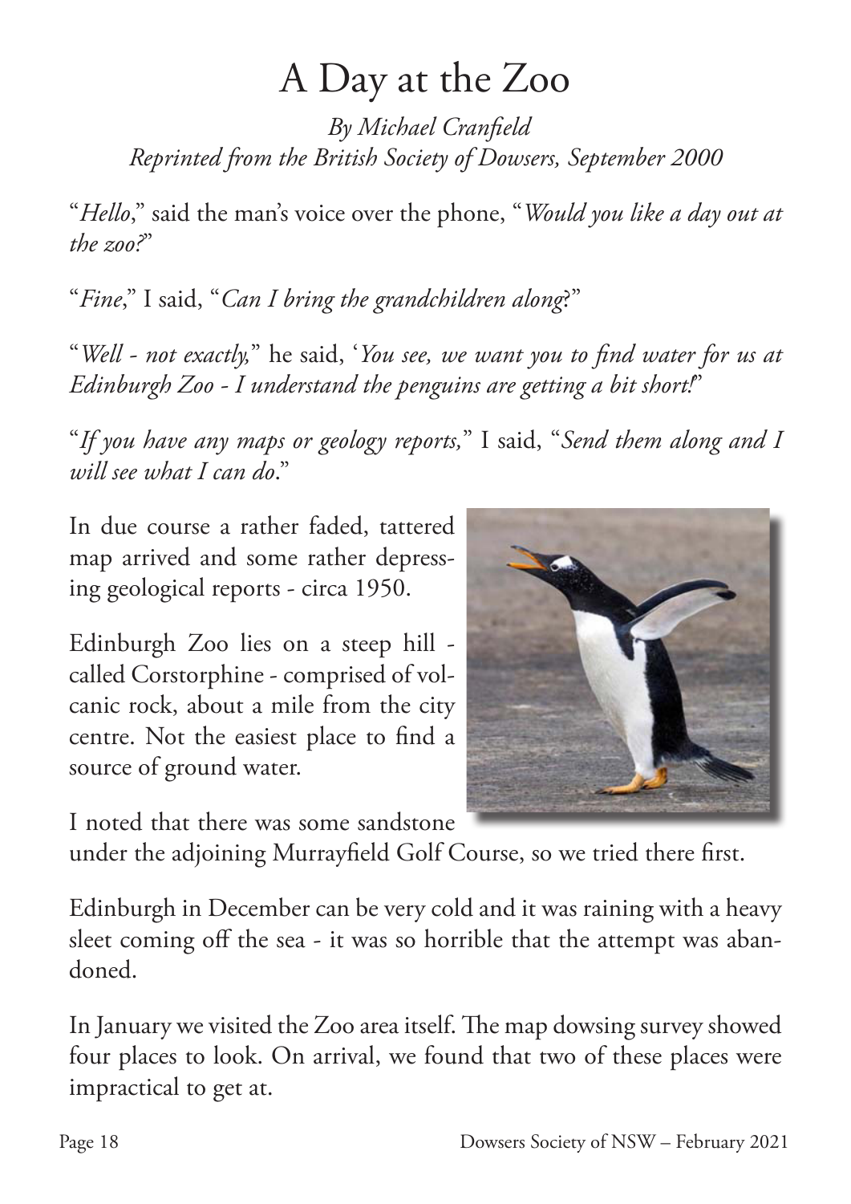# A Day at the Zoo

*By Michael Cranfield*
*Reprinted from the British Society of Dowsers, September 2000*

"*Hello*," said the man's voice over the phone, "*Would you like a day out at the zoo?*"

"*Fine*," I said, "*Can I bring the grandchildren along*?"

"*Well - not exactly,*" he said, '*You see, we want you to find water for us at Edinburgh Zoo - I understand the penguins are getting a bit short!*"

"*If you have any maps or geology reports,*" I said, "*Send them along and I will see what I can do*."

In due course a rather faded, tattered map arrived and some rather depressing geological reports - circa 1950.

Edinburgh Zoo lies on a steep hill - called Corstorphine - comprised of volcanic rock, about a mile from the city centre. Not the easiest place to find a source of ground water.

I noted that there was some sandstone under the adjoining Murrayfield Golf Course, so we tried there first.

Edinburgh in December can be very cold and it was raining with a heavy sleet coming off the sea - it was so horrible that the attempt was abandoned.

In January we visited the Zoo area itself. The map dowsing survey showed four places to look. On arrival, we found that two of these places were impractical to get at.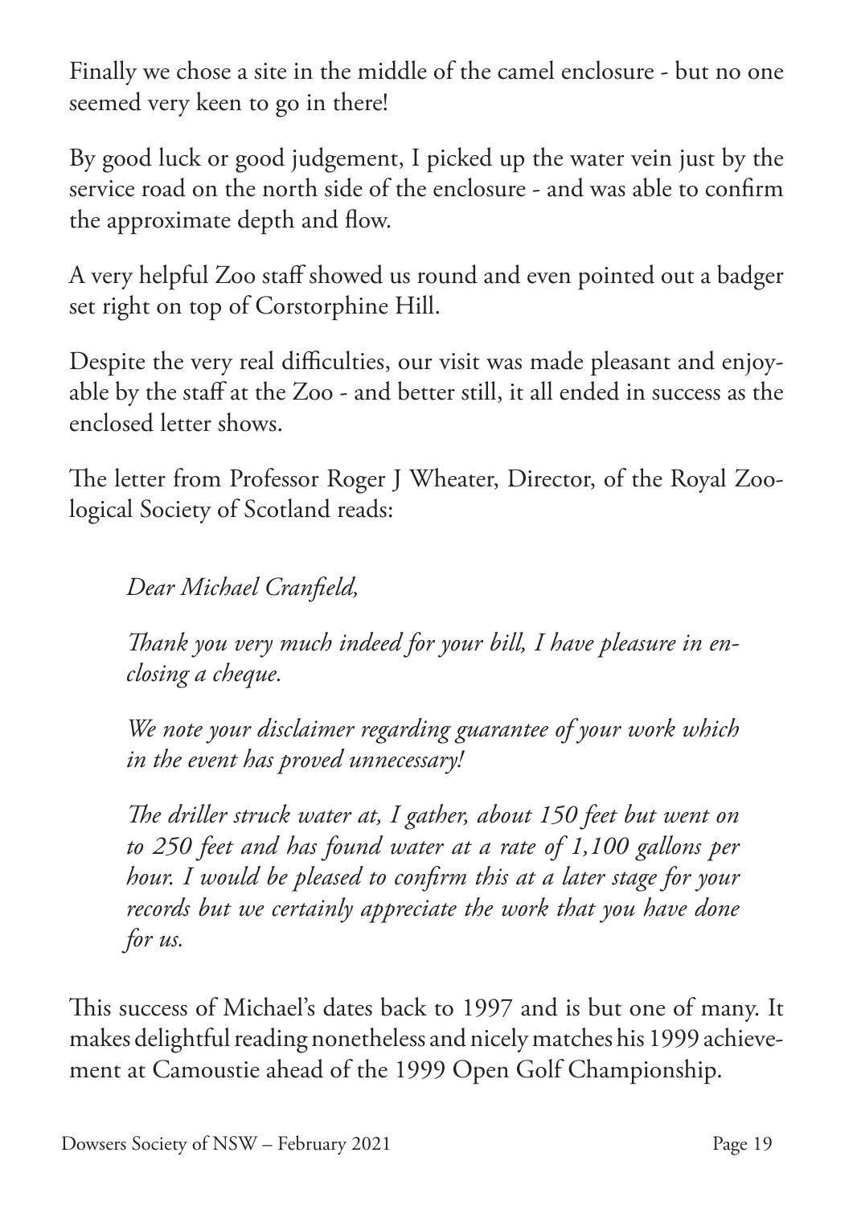Finally we chose a site in the middle of the camel enclosure - but no one seemed very keen to go in there!

By good luck or good judgement, I picked up the water vein just by the service road on the north side of the enclosure - and was able to confirm the approximate depth and flow.

A very helpful Zoo staff showed us round and even pointed out a badger set right on top of Corstorphine Hill.

Despite the very real difficulties, our visit was made pleasant and enjoyable by the staff at the Zoo - and better still, it all ended in success as the enclosed letter shows.

The letter from Professor Roger J Wheater, Director, of the Royal Zoological Society of Scotland reads:

> *Dear Michael Cranfield,*
>
> *Thank you very much indeed for your bill, I have pleasure in enclosing a cheque.*
>
> *We note your disclaimer regarding guarantee of your work which in the event has proved unnecessary!*
>
> *The driller struck water at, I gather, about 150 feet but went on to 250 feet and has found water at a rate of 1,100 gallons per hour. I would be pleased to confirm this at a later stage for your records but we certainly appreciate the work that you have done for us.*

This success of Michael's dates back to 1997 and is but one of many. It makes delightful reading nonetheless and nicely matches his 1999 achievement at Camoustie ahead of the 1999 Open Golf Championship.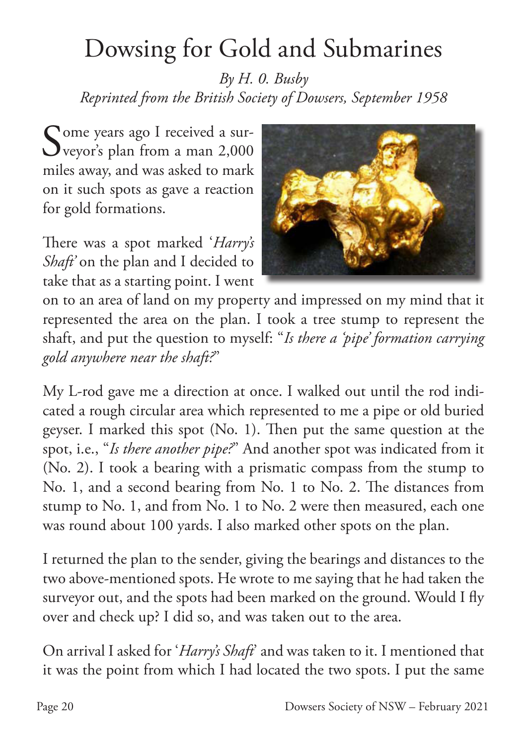# Dowsing for Gold and Submarines

*By H. 0. Busby*
*Reprinted from the British Society of Dowsers, September 1958*

Some years ago I received a surveyor's plan from a man 2,000 miles away, and was asked to mark on it such spots as gave a reaction for gold formations.

There was a spot marked '*Harry's Shaft'* on the plan and I decided to take that as a starting point. I went on to an area of land on my property and impressed on my mind that it represented the area on the plan. I took a tree stump to represent the shaft, and put the question to myself: "*Is there a 'pipe' formation carrying gold anywhere near the shaft?*"

My L-rod gave me a direction at once. I walked out until the rod indicated a rough circular area which represented to me a pipe or old buried geyser. I marked this spot (No. 1). Then put the same question at the spot, i.e., "*Is there another pipe?*" And another spot was indicated from it (No. 2). I took a bearing with a prismatic compass from the stump to No. 1, and a second bearing from No. 1 to No. 2. The distances from stump to No. 1, and from No. 1 to No. 2 were then measured, each one was round about 100 yards. I also marked other spots on the plan.

I returned the plan to the sender, giving the bearings and distances to the two above-mentioned spots. He wrote to me saying that he had taken the surveyor out, and the spots had been marked on the ground. Would I fly over and check up? I did so, and was taken out to the area.

On arrival I asked for '*Harry's Shaft*' and was taken to it. I mentioned that it was the point from which I had located the two spots. I put the same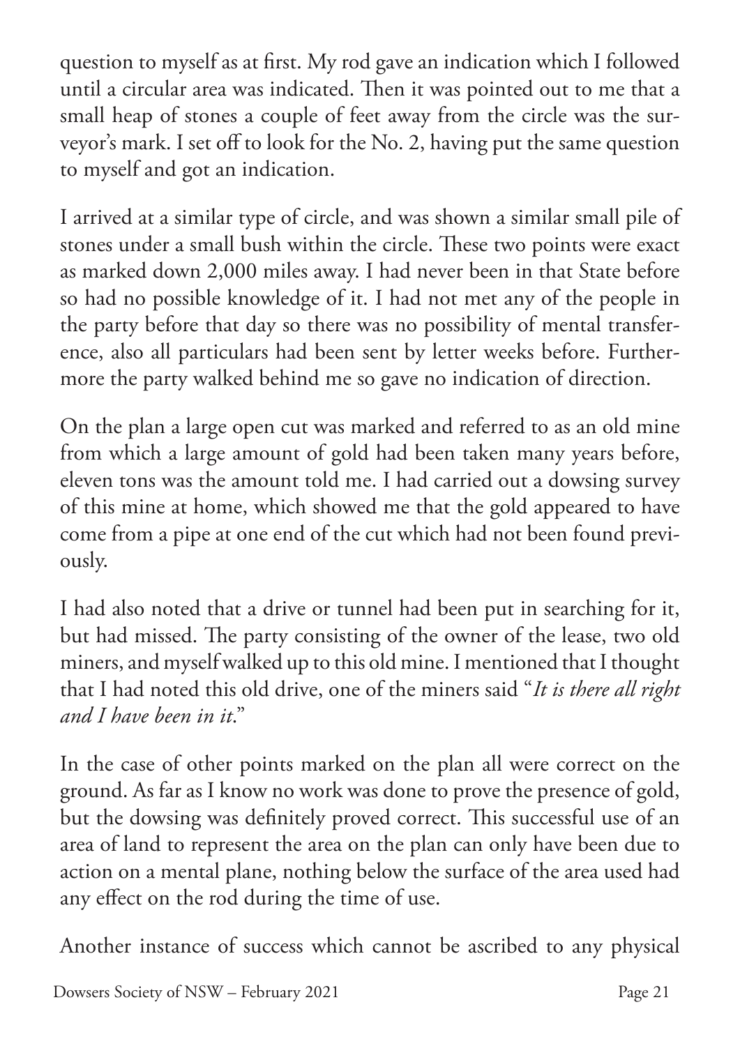question to myself as at first. My rod gave an indication which I followed until a circular area was indicated. Then it was pointed out to me that a small heap of stones a couple of feet away from the circle was the surveyor's mark. I set off to look for the No. 2, having put the same question to myself and got an indication.

I arrived at a similar type of circle, and was shown a similar small pile of stones under a small bush within the circle. These two points were exact as marked down 2,000 miles away. I had never been in that State before so had no possible knowledge of it. I had not met any of the people in the party before that day so there was no possibility of mental transference, also all particulars had been sent by letter weeks before. Furthermore the party walked behind me so gave no indication of direction.

On the plan a large open cut was marked and referred to as an old mine from which a large amount of gold had been taken many years before, eleven tons was the amount told me. I had carried out a dowsing survey of this mine at home, which showed me that the gold appeared to have come from a pipe at one end of the cut which had not been found previously.

I had also noted that a drive or tunnel had been put in searching for it, but had missed. The party consisting of the owner of the lease, two old miners, and myself walked up to this old mine. I mentioned that I thought that I had noted this old drive, one of the miners said "*It is there all right and I have been in it*."

In the case of other points marked on the plan all were correct on the ground. As far as I know no work was done to prove the presence of gold, but the dowsing was definitely proved correct. This successful use of an area of land to represent the area on the plan can only have been due to action on a mental plane, nothing below the surface of the area used had any effect on the rod during the time of use.

Another instance of success which cannot be ascribed to any physical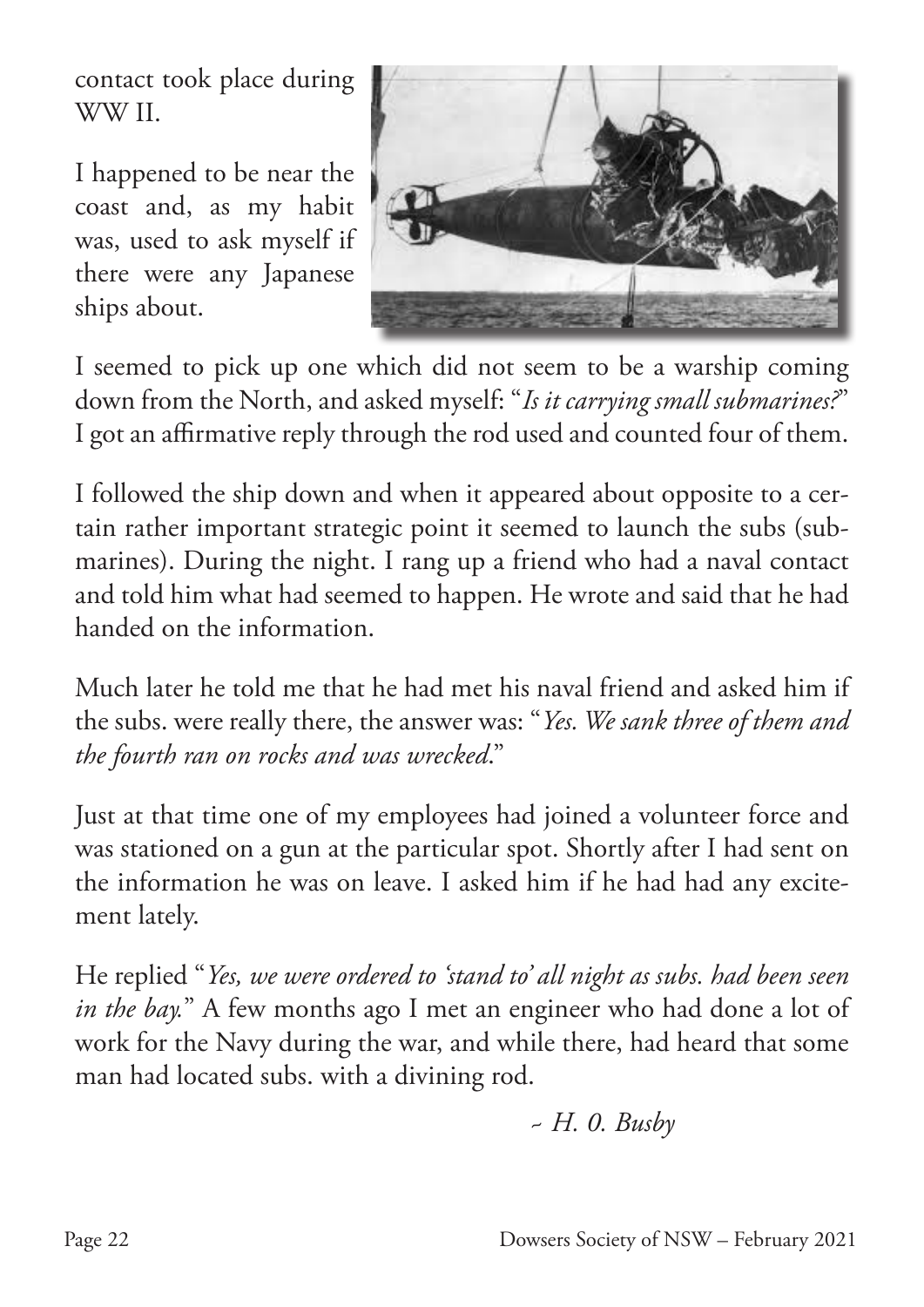contact took place during WW II.

I happened to be near the coast and, as my habit was, used to ask myself if there were any Japanese ships about.

I seemed to pick up one which did not seem to be a warship coming down from the North, and asked myself: "*Is it carrying small submarines?*" I got an affirmative reply through the rod used and counted four of them.

I followed the ship down and when it appeared about opposite to a certain rather important strategic point it seemed to launch the subs (submarines). During the night. I rang up a friend who had a naval contact and told him what had seemed to happen. He wrote and said that he had handed on the information.

Much later he told me that he had met his naval friend and asked him if the subs. were really there, the answer was: "*Yes. We sank three of them and the fourth ran on rocks and was wrecked.*"

Just at that time one of my employees had joined a volunteer force and was stationed on a gun at the particular spot. Shortly after I had sent on the information he was on leave. I asked him if he had had any excitement lately.

He replied "*Yes, we were ordered to 'stand to' all night as subs. had been seen in the bay.*" A few months ago I met an engineer who had done a lot of work for the Navy during the war, and while there, had heard that some man had located subs. with a divining rod.

*~ H. 0. Busby*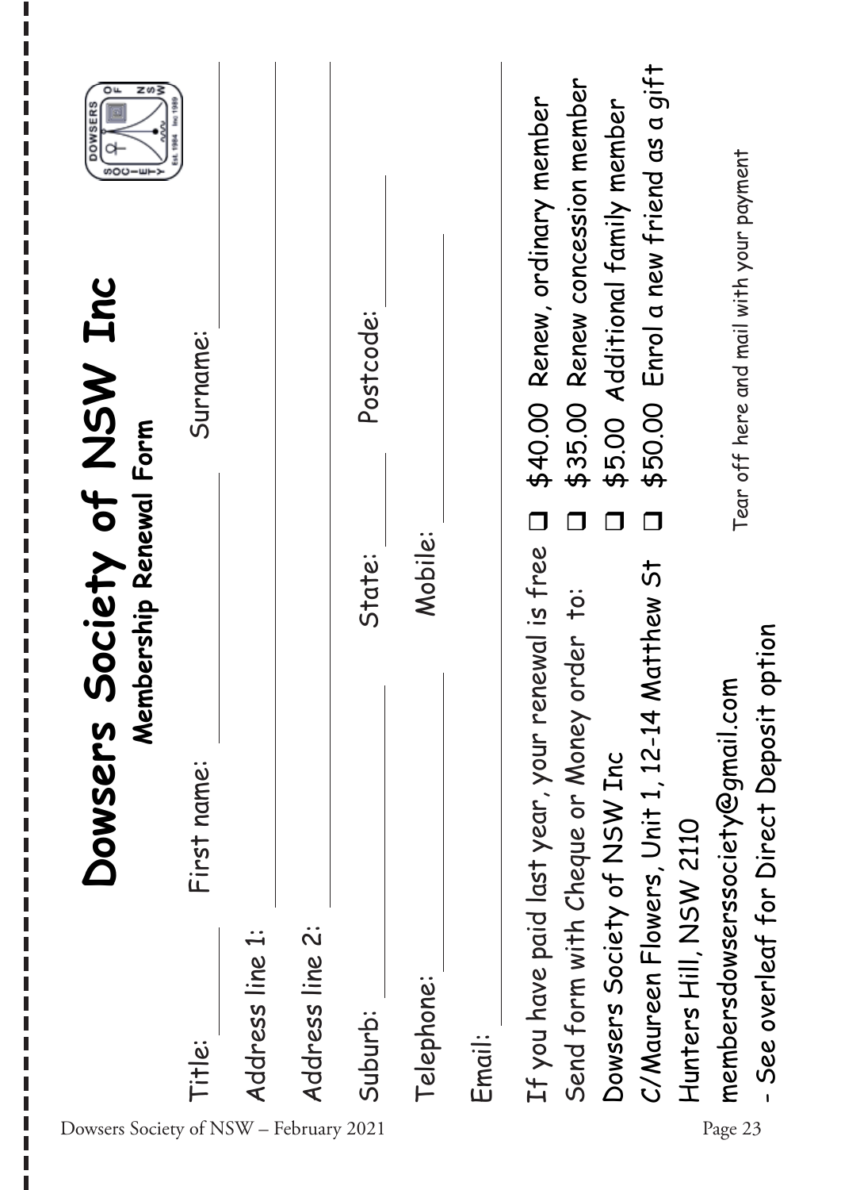# Dowsers Society of NSW Inc

**Membership Renewal Form**

Title: ______ First name: ______________ Surname: ______________

Address line 1: ______________________________________________

Address line 2: ______________________________________________

Suburb: ______________ State: ______ Postcode: ______

Telephone: ______________ Mobile: ______________

Email: ______________________________________________

If you have paid last year, your renewal is free

Send form with Cheque or Money order to:

Dowsers Society of NSW Inc

C/Maureen Flowers, Unit 1, 12-14 Matthew St

Hunters Hill, NSW 2110

membersdowserssociety@gmail.com

- See overleaf for Direct Deposit option

- ❑ $40.00 Renew, ordinary member
- ❑ $35.00 Renew concession member
- ❑ $5.00 Additional family member
- ❑ $50.00 Enrol a new friend as a gift

Tear off here and mail with your payment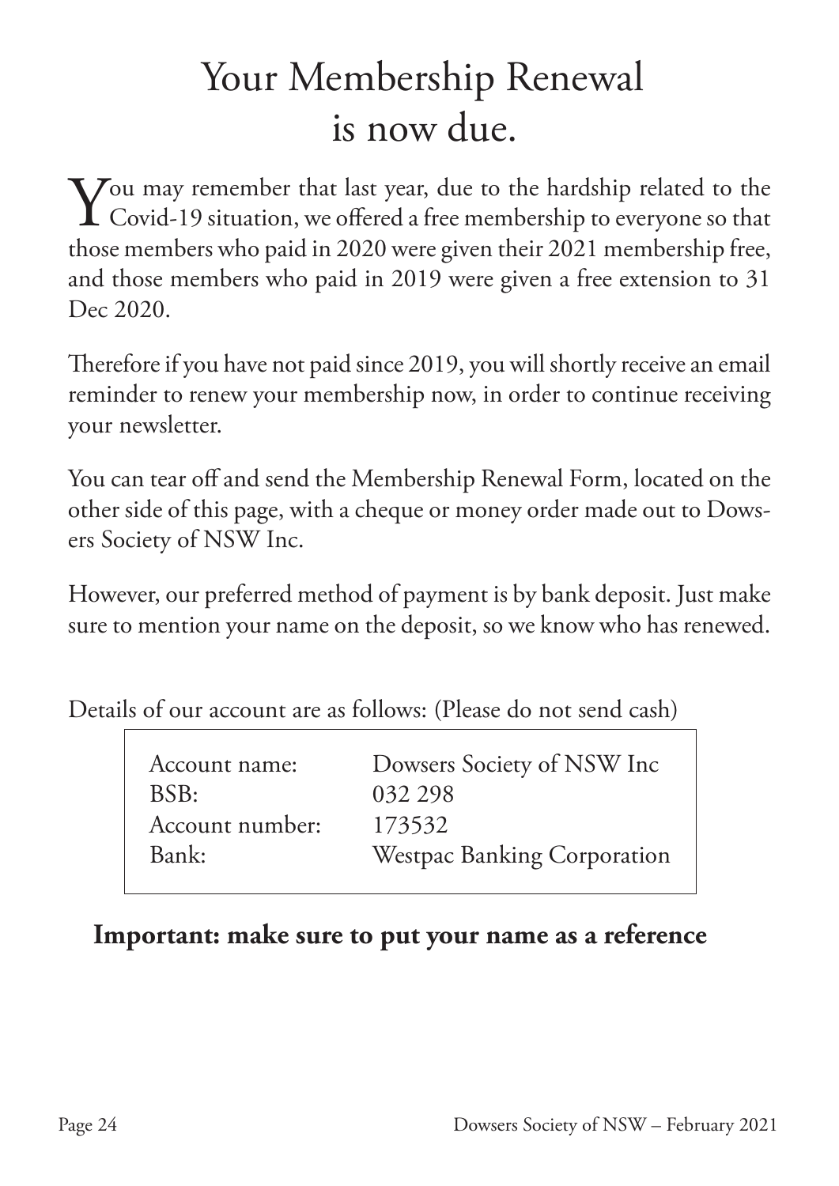# Your Membership Renewal is now due.

You may remember that last year, due to the hardship related to the Covid-19 situation, we offered a free membership to everyone so that those members who paid in 2020 were given their 2021 membership free, and those members who paid in 2019 were given a free extension to 31 Dec 2020.

Therefore if you have not paid since 2019, you will shortly receive an email reminder to renew your membership now, in order to continue receiving your newsletter.

You can tear off and send the Membership Renewal Form, located on the other side of this page, with a cheque or money order made out to Dowsers Society of NSW Inc.

However, our preferred method of payment is by bank deposit. Just make sure to mention your name on the deposit, so we know who has renewed.

Details of our account are as follows: (Please do not send cash)

| | |
|---|---|
| Account name: | Dowsers Society of NSW Inc |
| BSB: | 032 298 |
| Account number: | 173532 |
| Bank: | Westpac Banking Corporation |

**Important: make sure to put your name as a reference**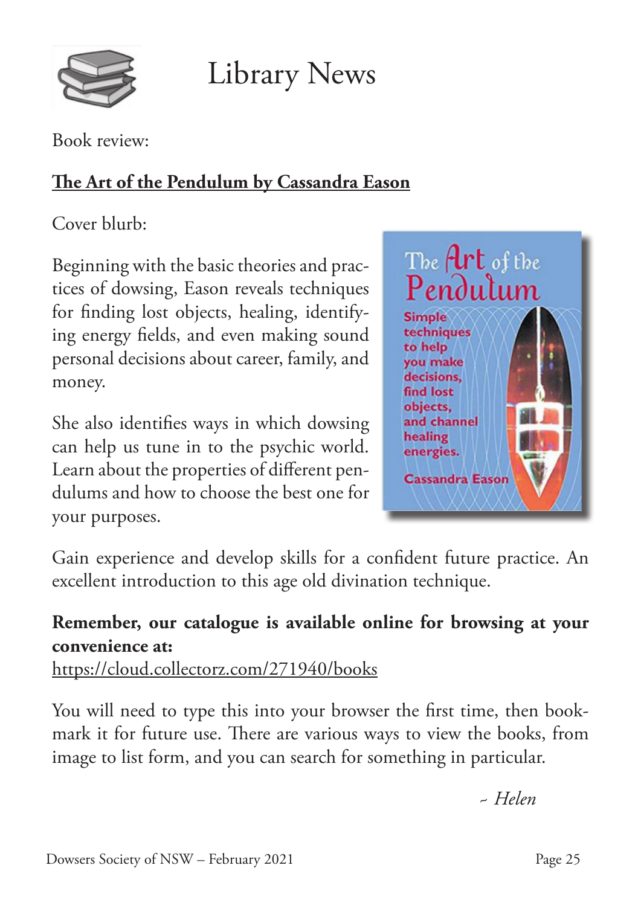# Library News

Book review:

**The Art of the Pendulum by Cassandra Eason**

Cover blurb:

Beginning with the basic theories and practices of dowsing, Eason reveals techniques for finding lost objects, healing, identifying energy fields, and even making sound personal decisions about career, family, and money.

She also identifies ways in which dowsing can help us tune in to the psychic world. Learn about the properties of different pendulums and how to choose the best one for your purposes.

Gain experience and develop skills for a confident future practice. An excellent introduction to this age old divination technique.

**Remember, our catalogue is available online for browsing at your convenience at:**
https://cloud.collectorz.com/271940/books

You will need to type this into your browser the first time, then bookmark it for future use. There are various ways to view the books, from image to list form, and you can search for something in particular.

*~ Helen*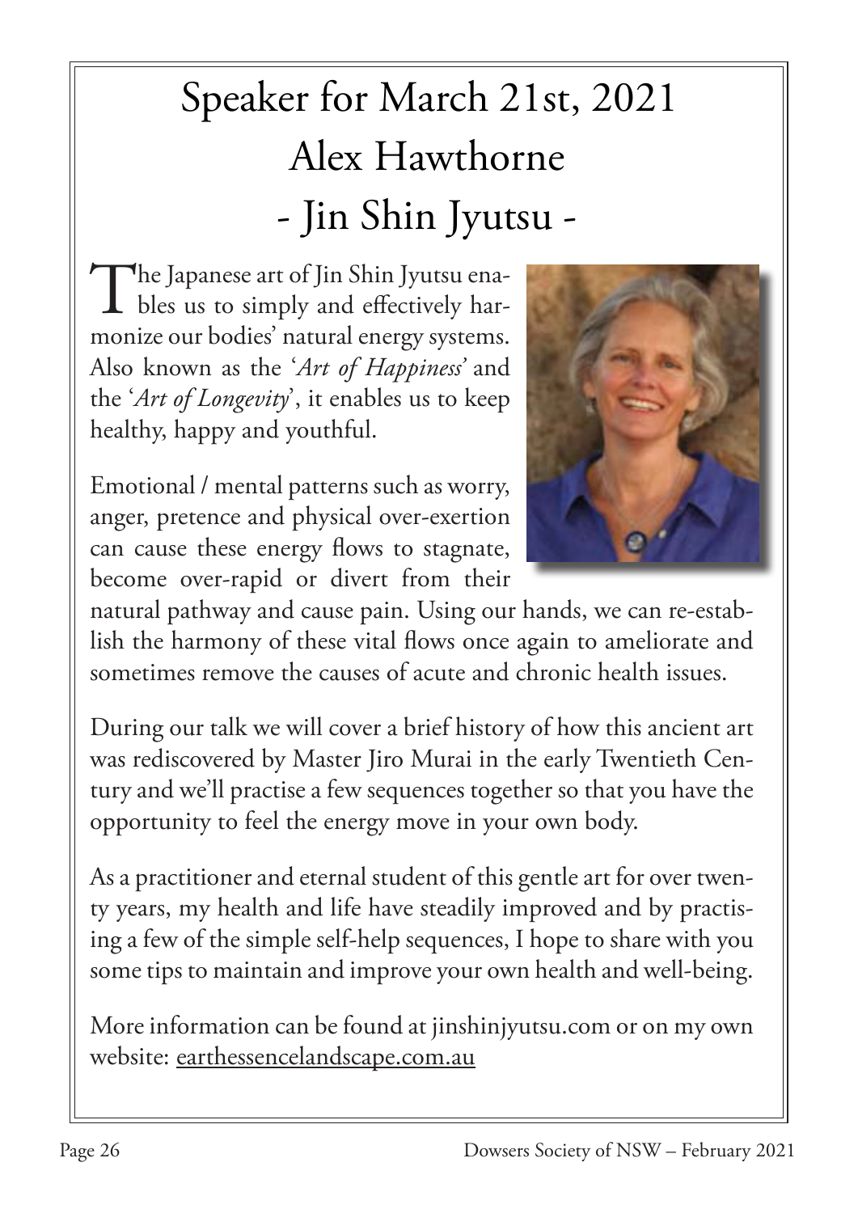# Speaker for March 21st, 2021
# Alex Hawthorne
# - Jin Shin Jyutsu -

The Japanese art of Jin Shin Jyutsu enables us to simply and effectively harmonize our bodies' natural energy systems. Also known as the '*Art of Happiness*' and the '*Art of Longevity*', it enables us to keep healthy, happy and youthful.

Emotional / mental patterns such as worry, anger, pretence and physical over-exertion can cause these energy flows to stagnate, become over-rapid or divert from their natural pathway and cause pain. Using our hands, we can re-establish the harmony of these vital flows once again to ameliorate and sometimes remove the causes of acute and chronic health issues.

During our talk we will cover a brief history of how this ancient art was rediscovered by Master Jiro Murai in the early Twentieth Century and we'll practise a few sequences together so that you have the opportunity to feel the energy move in your own body.

As a practitioner and eternal student of this gentle art for over twenty years, my health and life have steadily improved and by practising a few of the simple self-help sequences, I hope to share with you some tips to maintain and improve your own health and well-being.

More information can be found at jinshinjyutsu.com or on my own website: earthessencelandscape.com.au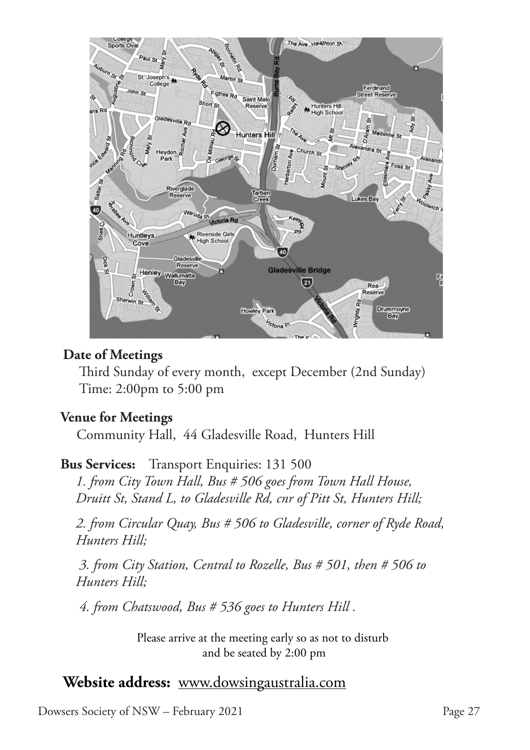**Date of Meetings**

Third Sunday of every month, except December (2nd Sunday)
Time: 2:00pm to 5:00 pm

**Venue for Meetings**

Community Hall, 44 Gladesville Road, Hunters Hill

**Bus Services:** Transport Enquiries: 131 500

*1. from City Town Hall, Bus # 506 goes from Town Hall House, Druitt St, Stand L, to Gladesville Rd, cnr of Pitt St, Hunters Hill;*

*2. from Circular Quay, Bus # 506 to Gladesville, corner of Ryde Road, Hunters Hill;*

*3. from City Station, Central to Rozelle, Bus # 501, then # 506 to Hunters Hill;*

*4. from Chatswood, Bus # 536 goes to Hunters Hill .*

Please arrive at the meeting early so as not to disturb and be seated by 2:00 pm

**Website address:** www.dowsingaustralia.com